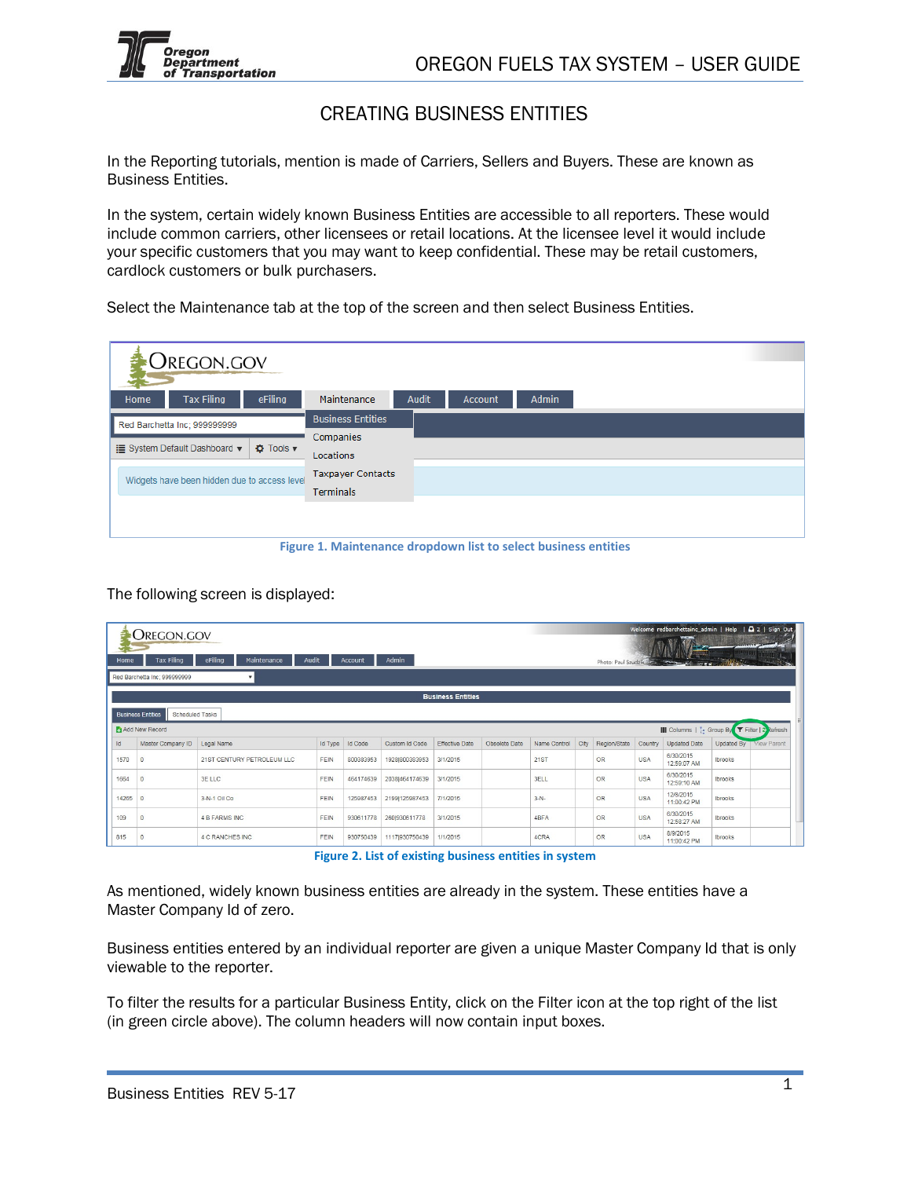# CREATING BUSINESS ENTITIES

In the Reporting tutorials, mention is made of Carriers, Sellers and Buyers. These are known as Business Entities.

In the system, certain widely known Business Entities are accessible to all reporters. These would include common carriers, other licensees or retail locations. At the licensee level it would include your specific customers that you may want to keep confidential. These may be retail customers, cardlock customers or bulk purchasers.

Select the Maintenance tab at the top of the screen and then select Business Entities.

Figure 1. Maintenance dropdown list to select business entities

The following screen is displayed:

Figure 2. List of existing business entities in system

As mentioned, widely known business entities are already in the system. These entities have a Master Company Id of zero.

Business entities entered by an individual reporter are given a unique Master Company Id that is only viewable to the reporter.

To filter the results for a particular Business Entity, click on the Filter icon at the top right of the list (in green circle above). The column headers will now contain input boxes.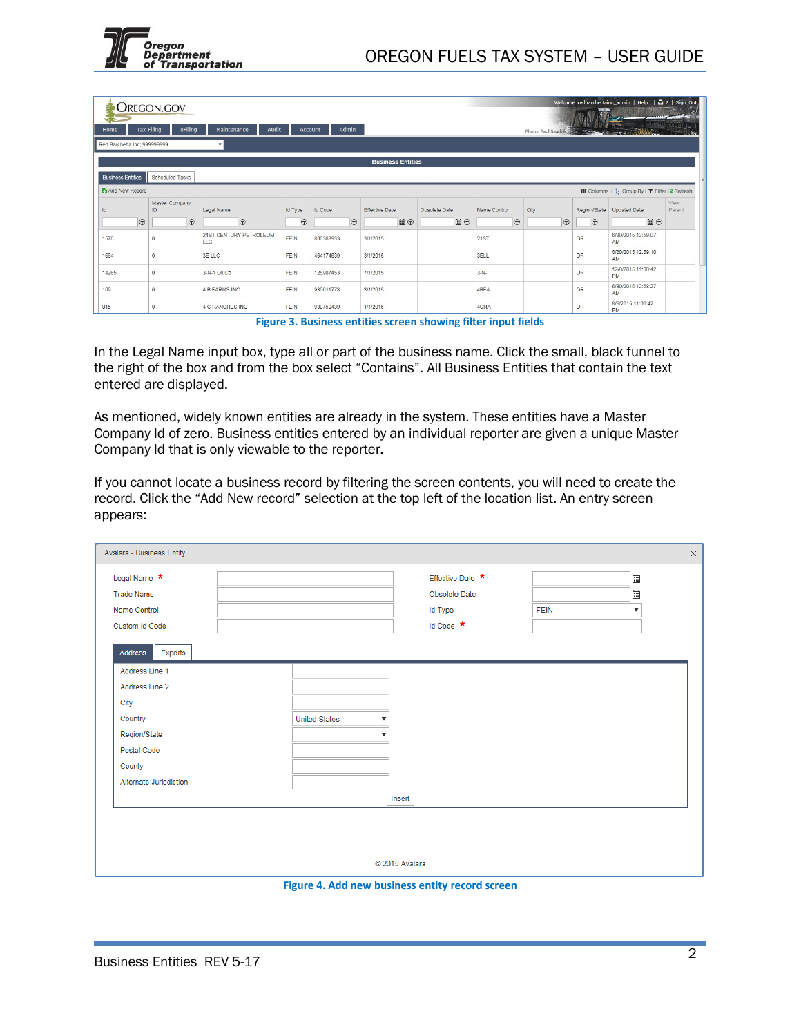Figure 3. Business entities screen showing filter input fields

In the Legal Name input box, type all or part of the business name. Click the small, black funnel to the right of the box and from the box select “Contains”. All Business Entities that contain the text entered are displayed.

As mentioned, widely known entities are already in the system. These entities have a Master Company Id of zero. Business entities entered by an individual reporter are given a unique Master Company Id that is only viewable to the reporter.

If you cannot locate a business record by filtering the screen contents, you will need to create the record. Click the “Add New record” selection at the top left of the location list. An entry screen appears:

Figure 4. Add new business entity record screen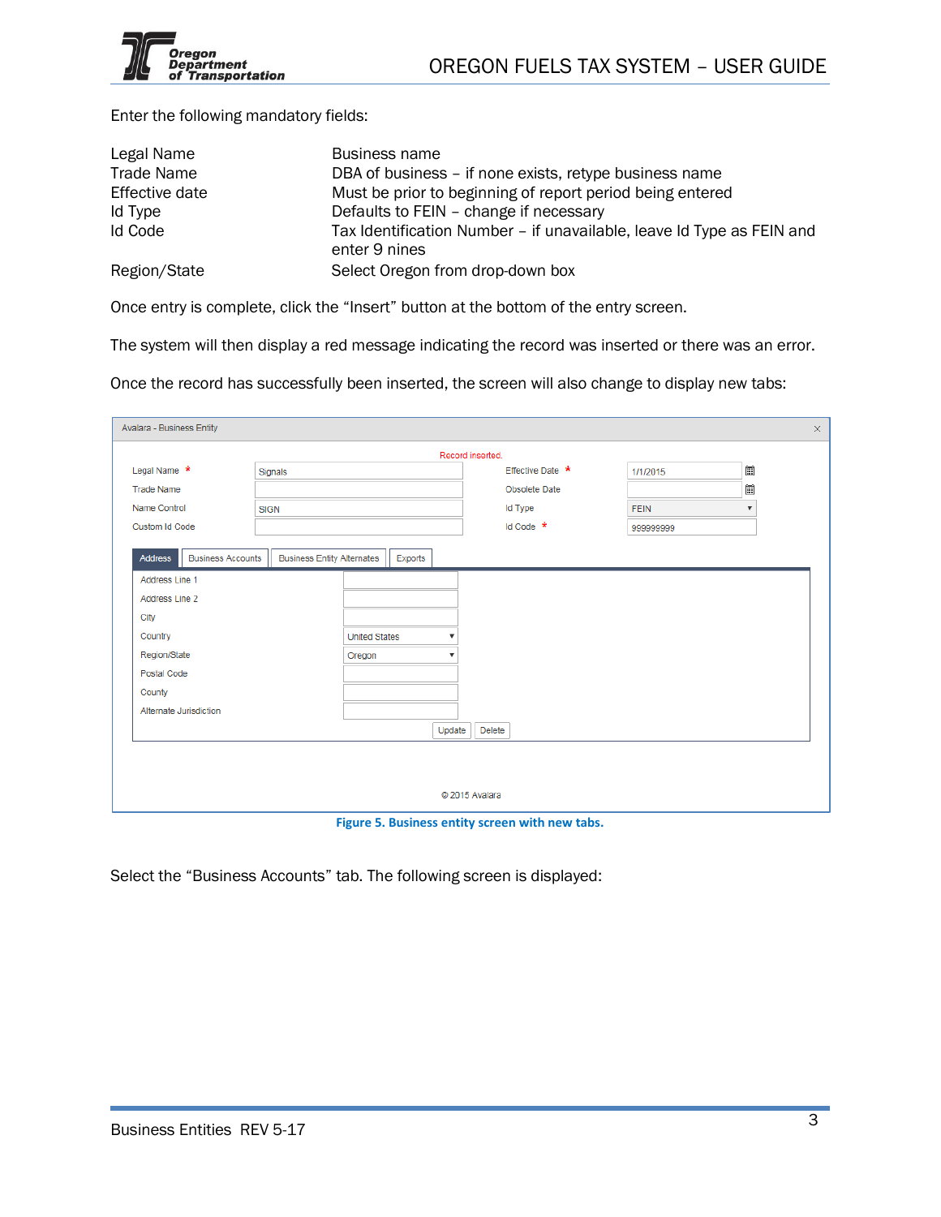Enter the following mandatory fields:

| | |
|---|---|
| Legal Name | Business name |
| Trade Name | DBA of business – if none exists, retype business name |
| Effective date | Must be prior to beginning of report period being entered |
| Id Type | Defaults to FEIN – change if necessary |
| Id Code | Tax Identification Number – if unavailable, leave Id Type as FEIN and enter 9 nines |
| Region/State | Select Oregon from drop-down box |

Once entry is complete, click the "Insert" button at the bottom of the entry screen.

The system will then display a red message indicating the record was inserted or there was an error.

Once the record has successfully been inserted, the screen will also change to display new tabs:

**Figure 5. Business entity screen with new tabs.**

Select the "Business Accounts" tab. The following screen is displayed: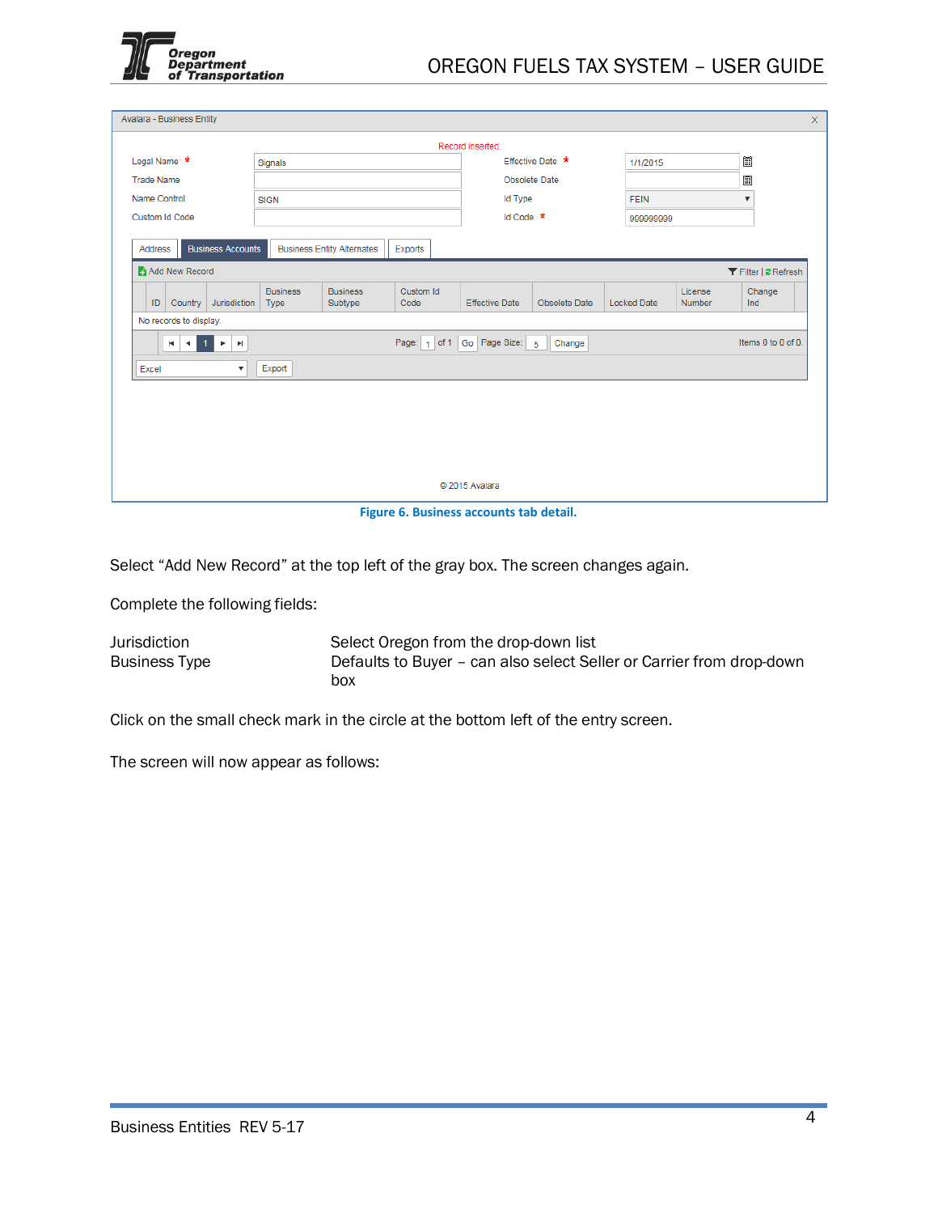Figure 6. Business accounts tab detail.

Select “Add New Record” at the top left of the gray box. The screen changes again.

Complete the following fields:

| | |
|---|---|
| Jurisdiction | Select Oregon from the drop-down list |
| Business Type | Defaults to Buyer – can also select Seller or Carrier from drop-down box |

Click on the small check mark in the circle at the bottom left of the entry screen.

The screen will now appear as follows: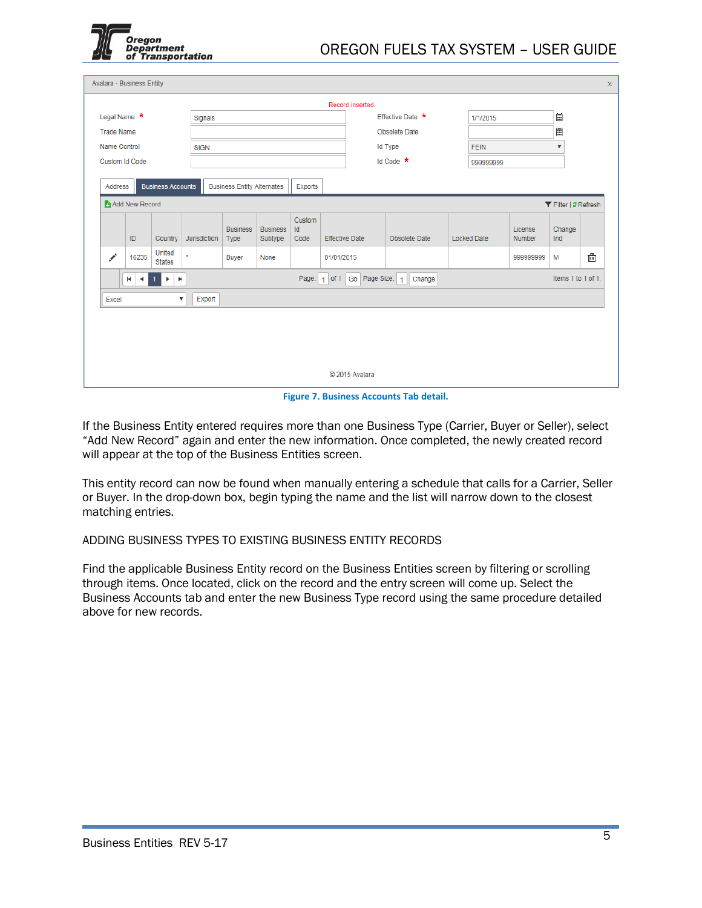Avalara - Business Entity

Record inserted.

| | | | |
|---|---|---|---|
| Legal Name * | Signals | Effective Date * | 1/1/2015 |
| Trade Name | | Obsolete Date | |
| Name Control | SIGN | Id Type | FEIN |
| Custom Id Code | | Id Code * | 999999999 |

Address | Business Accounts | Business Entity Alternates | Exports

Add New Record — Filter | Refresh

| | ID | Country | Jurisdiction | Business Type | Business Subtype | Custom Id Code | Effective Date | Obsolete Date | Locked Date | License Number | Change Ind | |
|---|---|---|---|---|---|---|---|---|---|---|---|---|
| | 16235 | United States | * | Buyer | None | | 01/01/2015 | | | 999999999 | M | |

Page: 1 of 1 Go Page Size: 1 Change — Items 1 to 1 of 1.

Excel Export

© 2015 Avalara

**Figure 7. Business Accounts Tab detail.**

If the Business Entity entered requires more than one Business Type (Carrier, Buyer or Seller), select "Add New Record" again and enter the new information. Once completed, the newly created record will appear at the top of the Business Entities screen.

This entity record can now be found when manually entering a schedule that calls for a Carrier, Seller or Buyer. In the drop-down box, begin typing the name and the list will narrow down to the closest matching entries.

## ADDING BUSINESS TYPES TO EXISTING BUSINESS ENTITY RECORDS

Find the applicable Business Entity record on the Business Entities screen by filtering or scrolling through items. Once located, click on the record and the entry screen will come up. Select the Business Accounts tab and enter the new Business Type record using the same procedure detailed above for new records.